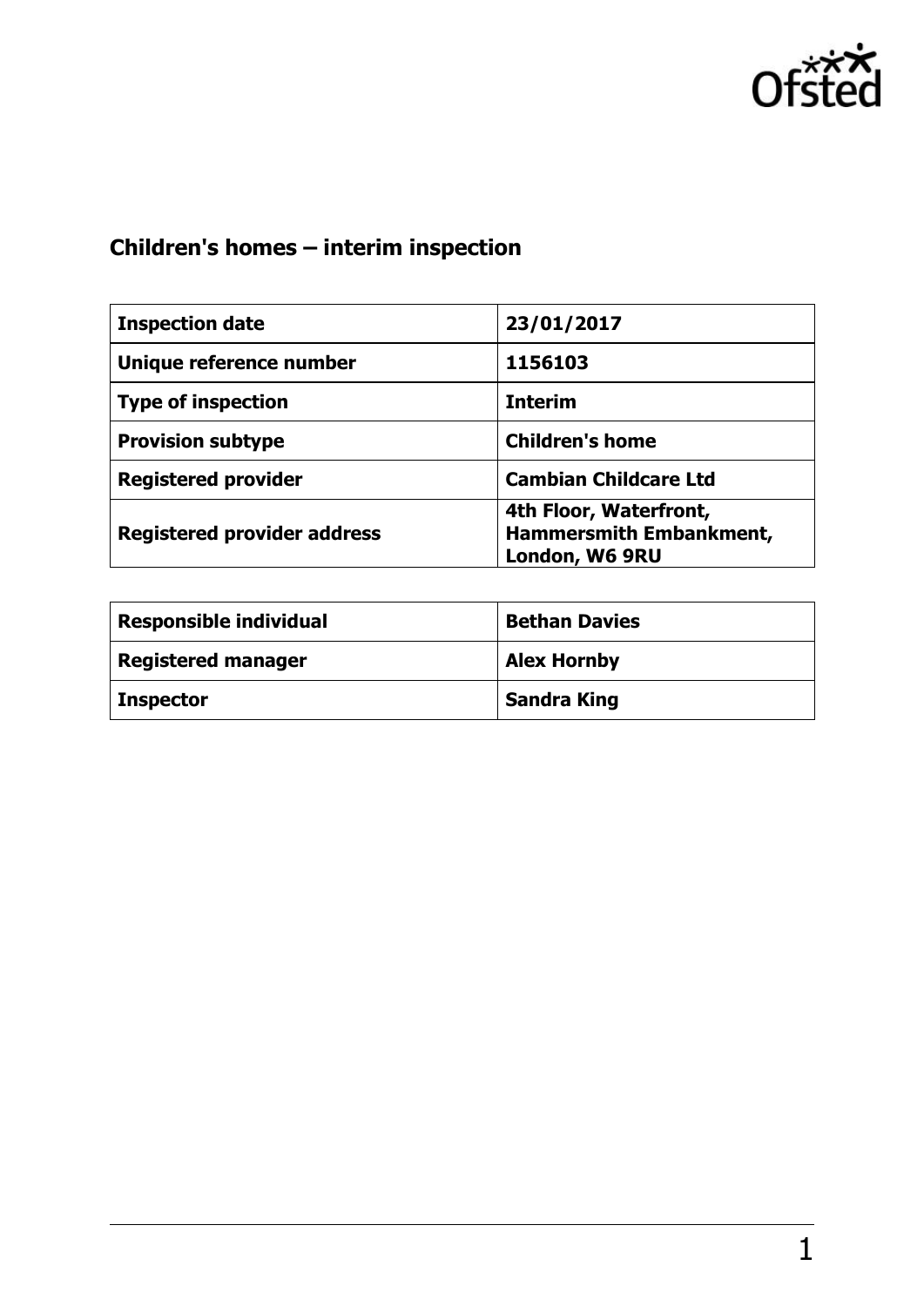Ofsted

## Children's homes – interim inspection

| | |
|---|---|
| **Inspection date** | **23/01/2017** |
| **Unique reference number** | **1156103** |
| **Type of inspection** | **Interim** |
| **Provision subtype** | **Children's home** |
| **Registered provider** | **Cambian Childcare Ltd** |
| **Registered provider address** | **4th Floor, Waterfront, Hammersmith Embankment, London, W6 9RU** |

| | |
|---|---|
| **Responsible individual** | **Bethan Davies** |
| **Registered manager** | **Alex Hornby** |
| **Inspector** | **Sandra King** |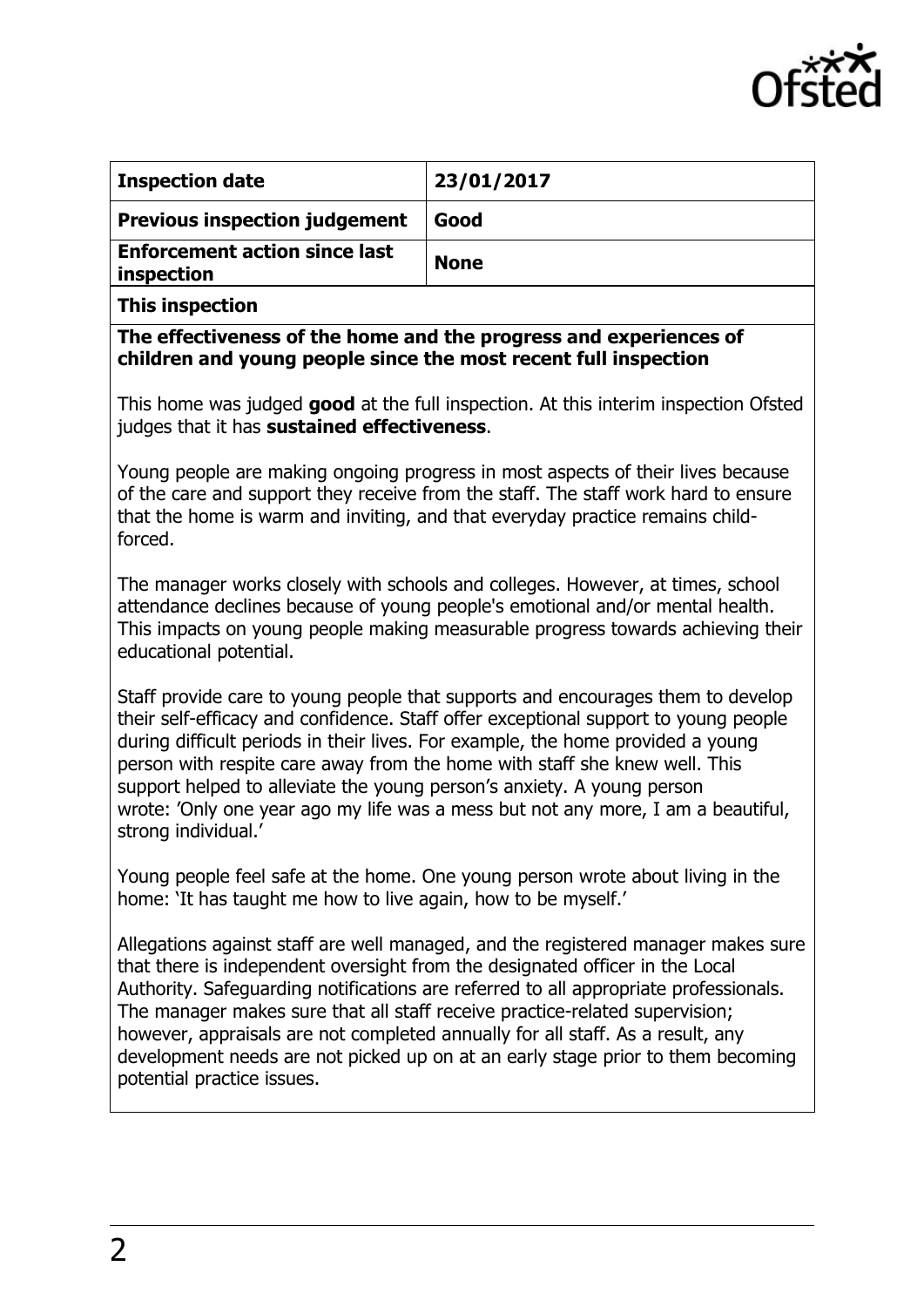| Inspection date | 23/01/2017 |
| --- | --- |
| **Previous inspection judgement** | **Good** |
| **Enforcement action since last inspection** | **None** |

**This inspection**

**The effectiveness of the home and the progress and experiences of children and young people since the most recent full inspection**

This home was judged **good** at the full inspection. At this interim inspection Ofsted judges that it has **sustained effectiveness**.

Young people are making ongoing progress in most aspects of their lives because of the care and support they receive from the staff. The staff work hard to ensure that the home is warm and inviting, and that everyday practice remains child-forced.

The manager works closely with schools and colleges. However, at times, school attendance declines because of young people's emotional and/or mental health. This impacts on young people making measurable progress towards achieving their educational potential.

Staff provide care to young people that supports and encourages them to develop their self-efficacy and confidence. Staff offer exceptional support to young people during difficult periods in their lives. For example, the home provided a young person with respite care away from the home with staff she knew well. This support helped to alleviate the young person's anxiety. A young person wrote: 'Only one year ago my life was a mess but not any more, I am a beautiful, strong individual.'

Young people feel safe at the home. One young person wrote about living in the home: 'It has taught me how to live again, how to be myself.'

Allegations against staff are well managed, and the registered manager makes sure that there is independent oversight from the designated officer in the Local Authority. Safeguarding notifications are referred to all appropriate professionals. The manager makes sure that all staff receive practice-related supervision; however, appraisals are not completed annually for all staff. As a result, any development needs are not picked up on at an early stage prior to them becoming potential practice issues.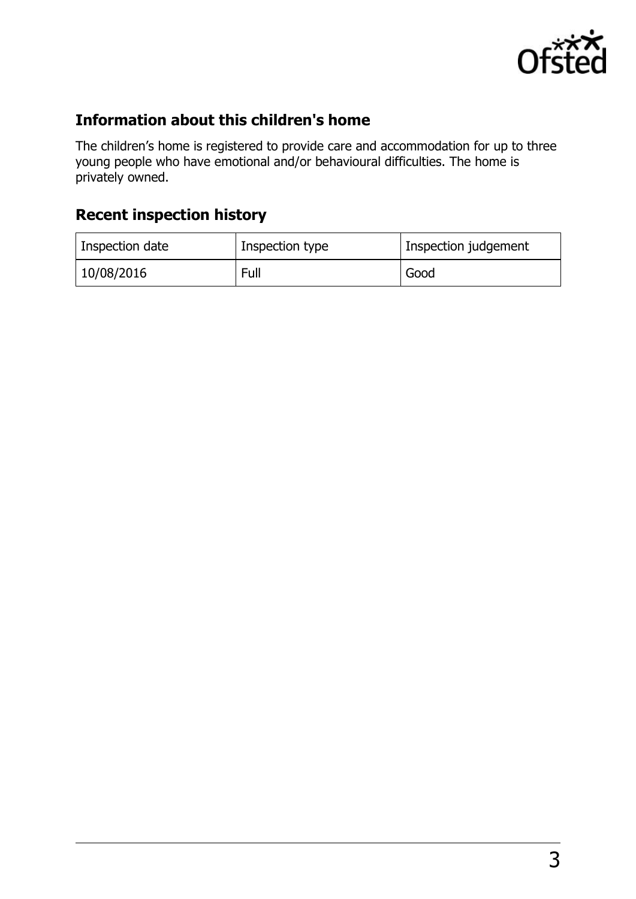## Information about this children's home

The children's home is registered to provide care and accommodation for up to three young people who have emotional and/or behavioural difficulties. The home is privately owned.

## Recent inspection history

| Inspection date | Inspection type | Inspection judgement |
| --- | --- | --- |
| 10/08/2016 | Full | Good |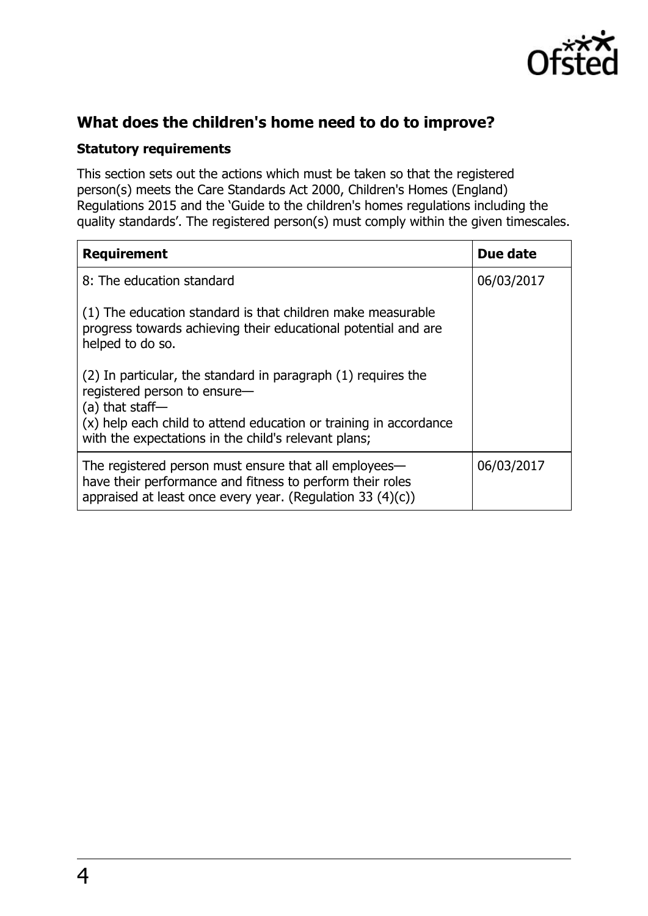## What does the children's home need to do to improve?

### Statutory requirements

This section sets out the actions which must be taken so that the registered person(s) meets the Care Standards Act 2000, Children's Homes (England) Regulations 2015 and the 'Guide to the children's homes regulations including the quality standards'. The registered person(s) must comply within the given timescales.

| Requirement | Due date |
|---|---|
| 8: The education standard<br><br>(1) The education standard is that children make measurable progress towards achieving their educational potential and are helped to do so.<br><br>(2) In particular, the standard in paragraph (1) requires the registered person to ensure—<br>(a) that staff—<br>(x) help each child to attend education or training in accordance with the expectations in the child's relevant plans; | 06/03/2017 |
| The registered person must ensure that all employees—have their performance and fitness to perform their roles appraised at least once every year. (Regulation 33 (4)(c)) | 06/03/2017 |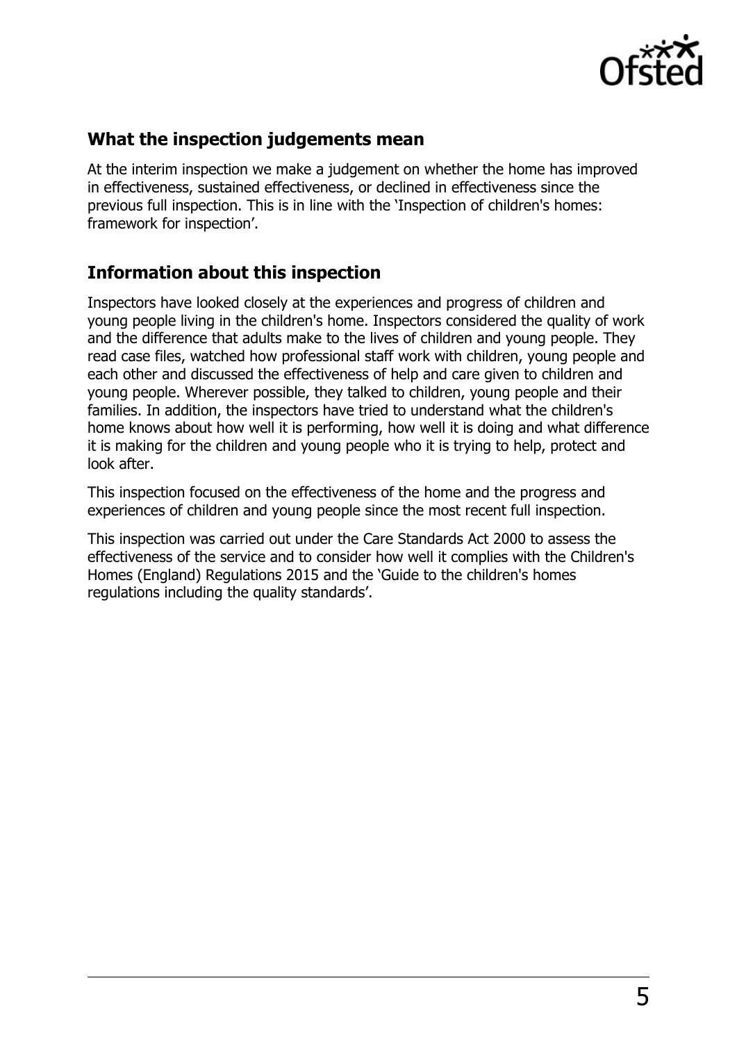## What the inspection judgements mean

At the interim inspection we make a judgement on whether the home has improved in effectiveness, sustained effectiveness, or declined in effectiveness since the previous full inspection. This is in line with the 'Inspection of children's homes: framework for inspection'.

## Information about this inspection

Inspectors have looked closely at the experiences and progress of children and young people living in the children's home. Inspectors considered the quality of work and the difference that adults make to the lives of children and young people. They read case files, watched how professional staff work with children, young people and each other and discussed the effectiveness of help and care given to children and young people. Wherever possible, they talked to children, young people and their families. In addition, the inspectors have tried to understand what the children's home knows about how well it is performing, how well it is doing and what difference it is making for the children and young people who it is trying to help, protect and look after.

This inspection focused on the effectiveness of the home and the progress and experiences of children and young people since the most recent full inspection.

This inspection was carried out under the Care Standards Act 2000 to assess the effectiveness of the service and to consider how well it complies with the Children's Homes (England) Regulations 2015 and the 'Guide to the children's homes regulations including the quality standards'.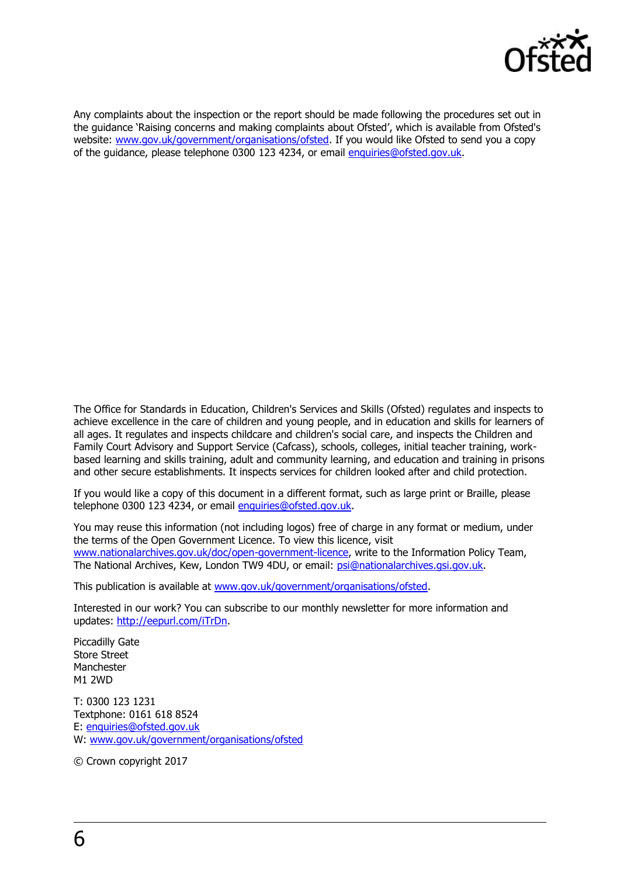Any complaints about the inspection or the report should be made following the procedures set out in the guidance 'Raising concerns and making complaints about Ofsted', which is available from Ofsted's website: www.gov.uk/government/organisations/ofsted. If you would like Ofsted to send you a copy of the guidance, please telephone 0300 123 4234, or email enquiries@ofsted.gov.uk.

The Office for Standards in Education, Children's Services and Skills (Ofsted) regulates and inspects to achieve excellence in the care of children and young people, and in education and skills for learners of all ages. It regulates and inspects childcare and children's social care, and inspects the Children and Family Court Advisory and Support Service (Cafcass), schools, colleges, initial teacher training, work-based learning and skills training, adult and community learning, and education and training in prisons and other secure establishments. It inspects services for children looked after and child protection.

If you would like a copy of this document in a different format, such as large print or Braille, please telephone 0300 123 4234, or email enquiries@ofsted.gov.uk.

You may reuse this information (not including logos) free of charge in any format or medium, under the terms of the Open Government Licence. To view this licence, visit www.nationalarchives.gov.uk/doc/open-government-licence, write to the Information Policy Team, The National Archives, Kew, London TW9 4DU, or email: psi@nationalarchives.gsi.gov.uk.

This publication is available at www.gov.uk/government/organisations/ofsted.

Interested in our work? You can subscribe to our monthly newsletter for more information and updates: http://eepurl.com/iTrDn.

Piccadilly Gate
Store Street
Manchester
M1 2WD

T: 0300 123 1231
Textphone: 0161 618 8524
E: enquiries@ofsted.gov.uk
W: www.gov.uk/government/organisations/ofsted

© Crown copyright 2017